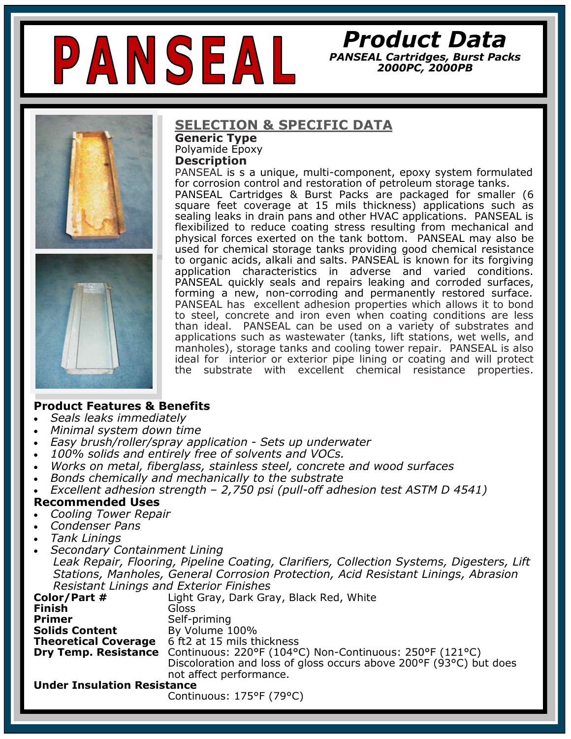# PANSEAL

## Product Data

*PANSEAL Cartridges, Burst Packs*
*2000PC, 2000PB*

## SELECTION & SPECIFIC DATA

**Generic Type**
Polyamide Epoxy

**Description**
PANSEAL is s a unique, multi-component, epoxy system formulated for corrosion control and restoration of petroleum storage tanks. PANSEAL Cartridges & Burst Packs are packaged for smaller (6 square feet coverage at 15 mils thickness) applications such as sealing leaks in drain pans and other HVAC applications. PANSEAL is flexibilized to reduce coating stress resulting from mechanical and physical forces exerted on the tank bottom. PANSEAL may also be used for chemical storage tanks providing good chemical resistance to organic acids, alkali and salts. PANSEAL is known for its forgiving application characteristics in adverse and varied conditions. PANSEAL quickly seals and repairs leaking and corroded surfaces, forming a new, non-corroding and permanently restored surface. PANSEAL has excellent adhesion properties which allows it to bond to steel, concrete and iron even when coating conditions are less than ideal. PANSEAL can be used on a variety of substrates and applications such as wastewater (tanks, lift stations, wet wells, and manholes), storage tanks and cooling tower repair. PANSEAL is also ideal for interior or exterior pipe lining or coating and will protect the substrate with excellent chemical resistance properties.

**Product Features & Benefits**

- *Seals leaks immediately*
- *Minimal system down time*
- *Easy brush/roller/spray application - Sets up underwater*
- *100% solids and entirely free of solvents and VOCs.*
- *Works on metal, fiberglass, stainless steel, concrete and wood surfaces*
- *Bonds chemically and mechanically to the substrate*
- *Excellent adhesion strength – 2,750 psi (pull-off adhesion test ASTM D 4541)*

**Recommended Uses**

- *Cooling Tower Repair*
- *Condenser Pans*
- *Tank Linings*
- *Secondary Containment Lining*

*Leak Repair, Flooring, Pipeline Coating, Clarifiers, Collection Systems, Digesters, Lift Stations, Manholes, General Corrosion Protection, Acid Resistant Linings, Abrasion Resistant Linings and Exterior Finishes*

**Color/Part #** Light Gray, Dark Gray, Black Red, White
**Finish** Gloss
**Primer** Self-priming
**Solids Content** By Volume 100%
**Theoretical Coverage** 6 ft2 at 15 mils thickness
**Dry Temp. Resistance** Continuous: 220°F (104°C) Non-Continuous: 250°F (121°C)
Discoloration and loss of gloss occurs above 200°F (93°C) but does not affect performance.

**Under Insulation Resistance**
Continuous: 175°F (79°C)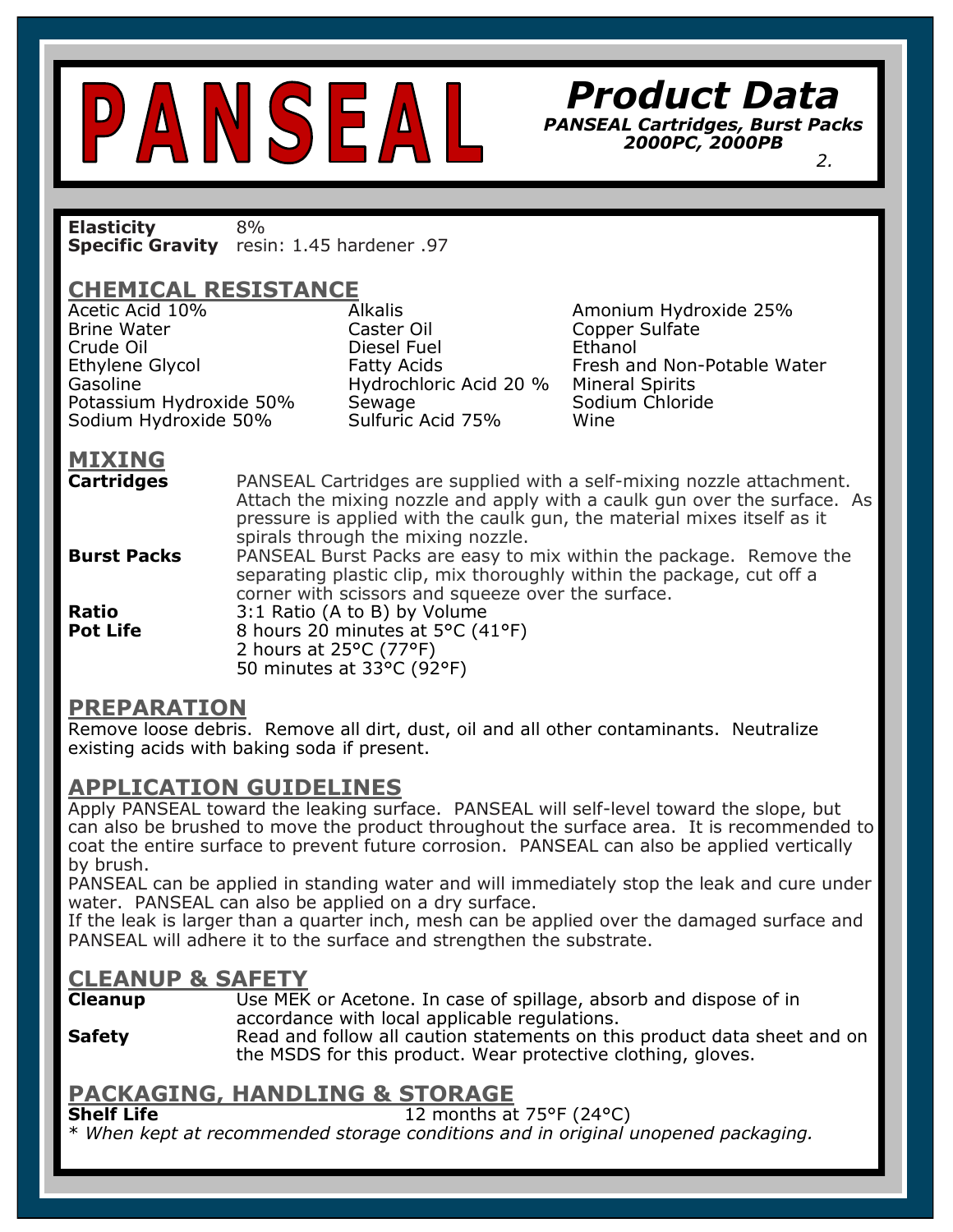# PANSEAL

## Product Data

***PANSEAL Cartridges, Burst Packs 2000PC, 2000PB***

**Elasticity** 8%
**Specific Gravity** resin: 1.45 hardener .97

## CHEMICAL RESISTANCE

| | | |
|---|---|---|
| Acetic Acid 10% | Alkalis | Amonium Hydroxide 25% |
| Brine Water | Caster Oil | Copper Sulfate |
| Crude Oil | Diesel Fuel | Ethanol |
| Ethylene Glycol | Fatty Acids | Fresh and Non-Potable Water |
| Gasoline | Hydrochloric Acid 20 % | Mineral Spirits |
| Potassium Hydroxide 50% | Sewage | Sodium Chloride |
| Sodium Hydroxide 50% | Sulfuric Acid 75% | Wine |

## MIXING

**Cartridges** PANSEAL Cartridges are supplied with a self-mixing nozzle attachment. Attach the mixing nozzle and apply with a caulk gun over the surface. As pressure is applied with the caulk gun, the material mixes itself as it spirals through the mixing nozzle.

**Burst Packs** PANSEAL Burst Packs are easy to mix within the package. Remove the separating plastic clip, mix thoroughly within the package, cut off a corner with scissors and squeeze over the surface.

**Ratio** 3:1 Ratio (A to B) by Volume

**Pot Life** 8 hours 20 minutes at 5°C (41°F)
2 hours at 25°C (77°F)
50 minutes at 33°C (92°F)

## PREPARATION

Remove loose debris. Remove all dirt, dust, oil and all other contaminants. Neutralize existing acids with baking soda if present.

## APPLICATION GUIDELINES

Apply PANSEAL toward the leaking surface. PANSEAL will self-level toward the slope, but can also be brushed to move the product throughout the surface area. It is recommended to coat the entire surface to prevent future corrosion. PANSEAL can also be applied vertically by brush.

PANSEAL can be applied in standing water and will immediately stop the leak and cure under water. PANSEAL can also be applied on a dry surface.

If the leak is larger than a quarter inch, mesh can be applied over the damaged surface and PANSEAL will adhere it to the surface and strengthen the substrate.

## CLEANUP & SAFETY

**Cleanup** Use MEK or Acetone. In case of spillage, absorb and dispose of in accordance with local applicable regulations.

**Safety** Read and follow all caution statements on this product data sheet and on the MSDS for this product. Wear protective clothing, gloves.

## PACKAGING, HANDLING & STORAGE

**Shelf Life** 12 months at 75°F (24°C)

* *When kept at recommended storage conditions and in original unopened packaging.*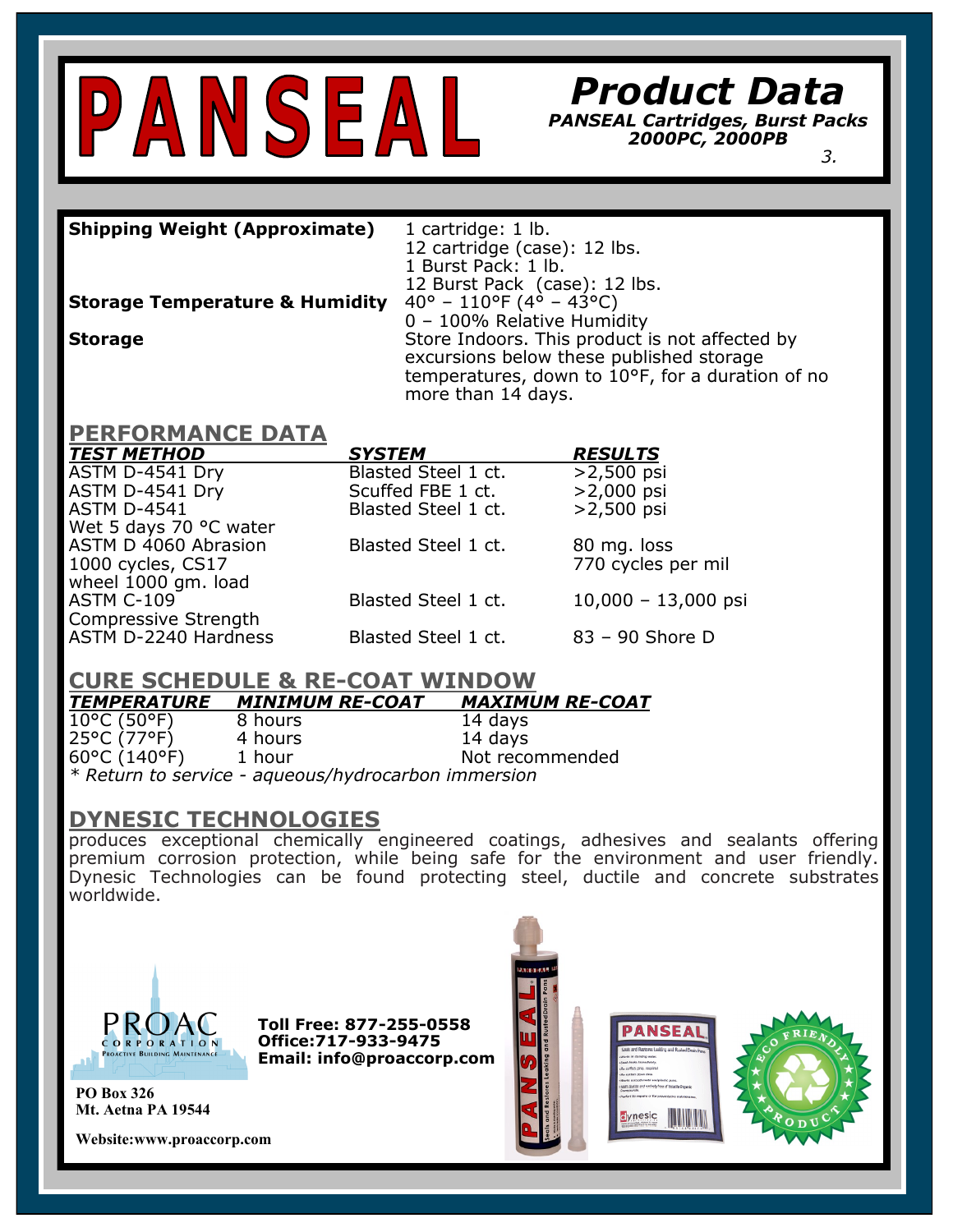# PANSEAL

## Product Data

***PANSEAL Cartridges, Burst Packs***
***2000PC, 2000PB***

| | |
|---|---|
| **Shipping Weight (Approximate)** | 1 cartridge: 1 lb.<br>12 cartridge (case): 12 lbs.<br>1 Burst Pack: 1 lb.<br>12 Burst Pack (case): 12 lbs. |
| **Storage Temperature & Humidity** | 40° – 110°F (4° – 43°C)<br>0 – 100% Relative Humidity |
| **Storage** | Store Indoors. This product is not affected by excursions below these published storage temperatures, down to 10°F, for a duration of no more than 14 days. |

## PERFORMANCE DATA

| ***TEST METHOD*** | ***SYSTEM*** | ***RESULTS*** |
|---|---|---|
| ASTM D-4541 Dry | Blasted Steel 1 ct. | >2,500 psi |
| ASTM D-4541 Dry | Scuffed FBE 1 ct. | >2,000 psi |
| ASTM D-4541 Wet 5 days 70 °C water | Blasted Steel 1 ct. | >2,500 psi |
| ASTM D 4060 Abrasion 1000 cycles, CS17 wheel 1000 gm. load | Blasted Steel 1 ct. | 80 mg. loss<br>770 cycles per mil |
| ASTM C-109 Compressive Strength | Blasted Steel 1 ct. | 10,000 – 13,000 psi |
| ASTM D-2240 Hardness | Blasted Steel 1 ct. | 83 – 90 Shore D |

## CURE SCHEDULE & RE-COAT WINDOW

| ***TEMPERATURE*** | ***MINIMUM RE-COAT*** | ***MAXIMUM RE-COAT*** |
|---|---|---|
| 10°C (50°F) | 8 hours | 14 days |
| 25°C (77°F) | 4 hours | 14 days |
| 60°C (140°F) | 1 hour | Not recommended |

*\* Return to service - aqueous/hydrocarbon immersion*

## DYNESIC TECHNOLOGIES

produces exceptional chemically engineered coatings, adhesives and sealants offering premium corrosion protection, while being safe for the environment and user friendly. Dynesic Technologies can be found protecting steel, ductile and concrete substrates worldwide.

PROAC CORPORATION
Proactive Building Maintenance

**PO Box 326**
**Mt. Aetna PA 19544**

**Website:www.proaccorp.com**

**Toll Free: 877-255-0558**
**Office:717-933-9475**
**Email: info@proaccorp.com**